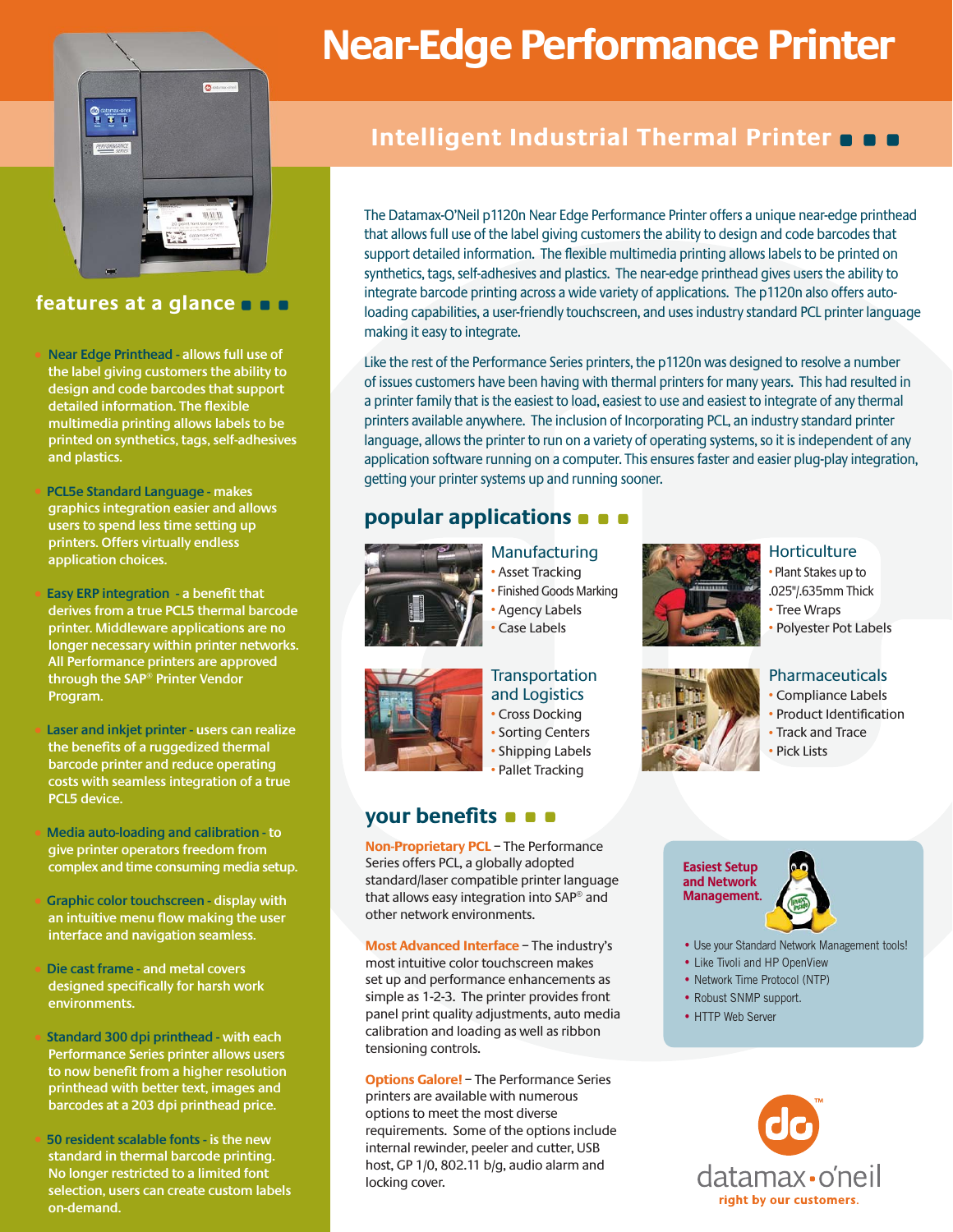# Near-Edge Performance Printer

## Intelligent Industrial Thermal Printer

The Datamax-O'Neil p1120n Near Edge Performance Printer offers a unique near-edge printhead that allows full use of the label giving customers the ability to design and code barcodes that support detailed information. The flexible multimedia printing allows labels to be printed on synthetics, tags, self-adhesives and plastics. The near-edge printhead gives users the ability to integrate barcode printing across a wide variety of applications. The p1120n also offers auto-loading capabilities, a user-friendly touchscreen, and uses industry standard PCL printer language making it easy to integrate.

Like the rest of the Performance Series printers, the p1120n was designed to resolve a number of issues customers have been having with thermal printers for many years. This had resulted in a printer family that is the easiest to load, easiest to use and easiest to integrate of any thermal printers available anywhere. The inclusion of Incorporating PCL, an industry standard printer language, allows the printer to run on a variety of operating systems, so it is independent of any application software running on a computer. This ensures faster and easier plug-play integration, getting your printer systems up and running sooner.

## features at a glance

- **Near Edge Printhead** - allows full use of the label giving customers the ability to design and code barcodes that support detailed information. The flexible multimedia printing allows labels to be printed on synthetics, tags, self-adhesives and plastics.
- **PCL5e Standard Language** - makes graphics integration easier and allows users to spend less time setting up printers. Offers virtually endless application choices.
- **Easy ERP integration** - a benefit that derives from a true PCL5 thermal barcode printer. Middleware applications are no longer necessary within printer networks. All Performance printers are approved through the SAP® Printer Vendor Program.
- **Laser and inkjet printer** - users can realize the benefits of a ruggedized thermal barcode printer and reduce operating costs with seamless integration of a true PCL5 device.
- **Media auto-loading and calibration** - to give printer operators freedom from complex and time consuming media setup.
- **Graphic color touchscreen** - display with an intuitive menu flow making the user interface and navigation seamless.
- **Die cast frame** - and metal covers designed specifically for harsh work environments.
- **Standard 300 dpi printhead** - with each Performance Series printer allows users to now benefit from a higher resolution printhead with better text, images and barcodes at a 203 dpi printhead price.
- **50 resident scalable fonts** - is the new standard in thermal barcode printing. No longer restricted to a limited font selection, users can create custom labels on-demand.

## popular applications

### Manufacturing
- Asset Tracking
- Finished Goods Marking
- Agency Labels
- Case Labels

### Horticulture
- Plant Stakes up to .025"/.635mm Thick
- Tree Wraps
- Polyester Pot Labels

### Transportation and Logistics
- Cross Docking
- Sorting Centers
- Shipping Labels
- Pallet Tracking

### Pharmaceuticals
- Compliance Labels
- Product Identification
- Track and Trace
- Pick Lists

## your benefits

**Non-Proprietary PCL** – The Performance Series offers PCL, a globally adopted standard/laser compatible printer language that allows easy integration into SAP® and other network environments.

**Most Advanced Interface** – The industry's most intuitive color touchscreen makes set up and performance enhancements as simple as 1-2-3. The printer provides front panel print quality adjustments, auto media calibration and loading as well as ribbon tensioning controls.

**Options Galore!** – The Performance Series printers are available with numerous options to meet the most diverse requirements. Some of the options include internal rewinder, peeler and cutter, USB host, GP 1/0, 802.11 b/g, audio alarm and locking cover.

**Easiest Setup and Network Management.**

- Use your Standard Network Management tools!
- Like Tivoli and HP OpenView
- Network Time Protocol (NTP)
- Robust SNMP support.
- HTTP Web Server

datamax·o'neil™
right by our customers.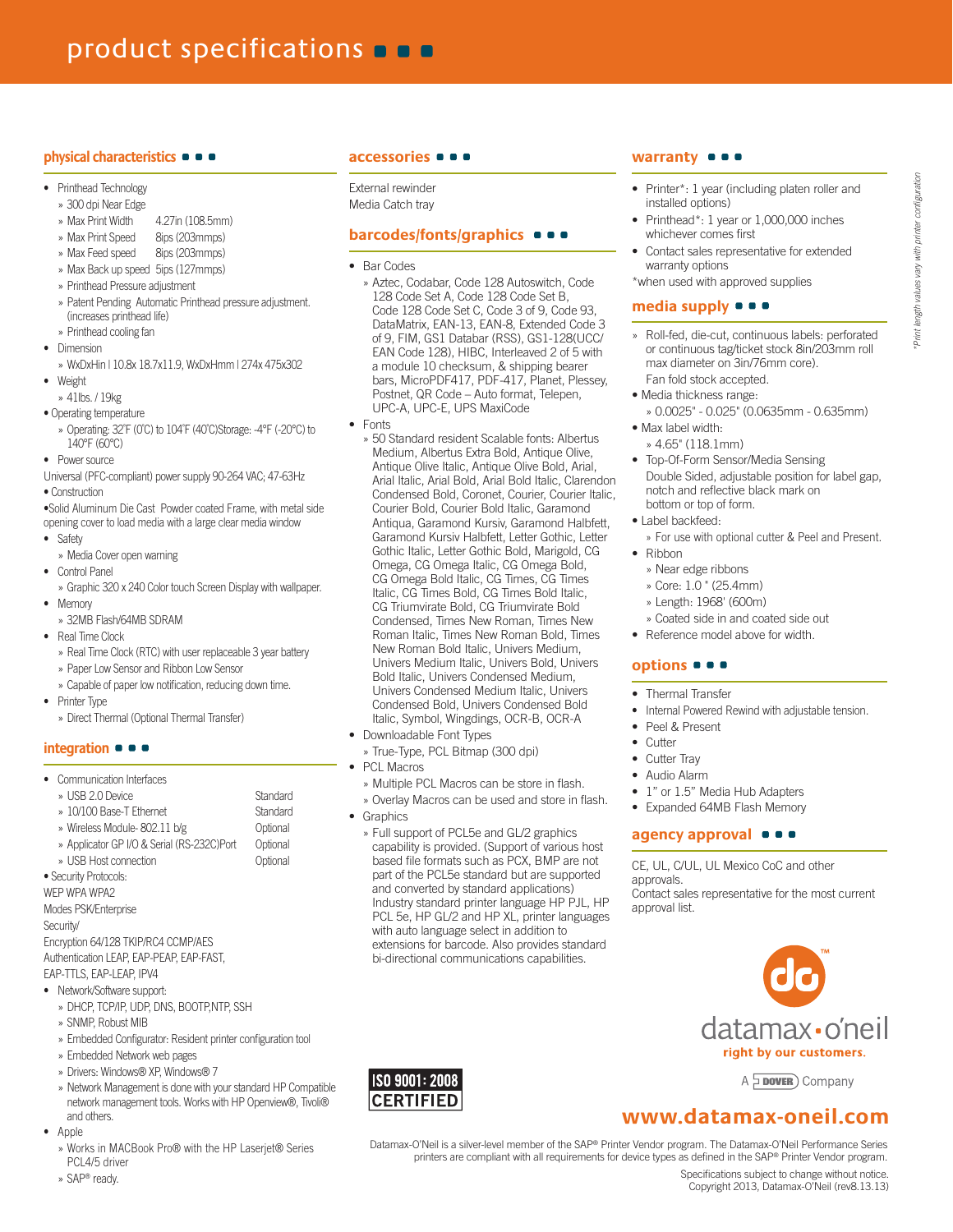# product specifications

## physical characteristics

- Printhead Technology
  - » 300 dpi Near Edge
  - » Max Print Width 4.27in (108.5mm)
  - » Max Print Speed 8ips (203mmps)
  - » Max Feed speed 8ips (203mmps)
  - » Max Back up speed 5ips (127mmps)
  - » Printhead Pressure adjustment
  - » Patent Pending Automatic Printhead pressure adjustment. (increases printhead life)
  - » Printhead cooling fan
- Dimension
  - » WxDxHin | 10.8x 18.7x11.9, WxDxHmm | 274x 475x302
- Weight
  - » 41lbs. / 19kg
- Operating temperature
  - » Operating: 32°F (0°C) to 104°F (40°C)Storage: -4°F (-20°C) to 140°F (60°C)
- Power source

Universal (PFC-compliant) power supply 90-264 VAC; 47-63Hz

- Construction

•Solid Aluminum Die Cast Powder coated Frame, with metal side opening cover to load media with a large clear media window

- Safety
  - » Media Cover open warning
- Control Panel
  - » Graphic 320 x 240 Color touch Screen Display with wallpaper.
- Memory
  - » 32MB Flash/64MB SDRAM
- Real Time Clock
  - » Real Time Clock (RTC) with user replaceable 3 year battery
  - » Paper Low Sensor and Ribbon Low Sensor
  - » Capable of paper low notification, reducing down time.
- Printer Type
  - » Direct Thermal (Optional Thermal Transfer)

## integration

- Communication Interfaces
  - » USB 2.0 Device Standard
  - » 10/100 Base-T Ethernet Standard
  - » Wireless Module- 802.11 b/g Optional
  - » Applicator GP I/O & Serial (RS-232C)Port Optional
  - » USB Host connection Optional
- Security Protocols:

WEP WPA WPA2

Modes PSK/Enterprise

Security/

Encryption 64/128 TKIP/RC4 CCMP/AES

Authentication LEAP, EAP-PEAP, EAP-FAST, EAP-TTLS, EAP-LEAP, IPV4

- Network/Software support:
  - » DHCP, TCP/IP, UDP, DNS, BOOTP,NTP, SSH
  - » SNMP, Robust MIB
  - » Embedded Configurator: Resident printer configuration tool
  - » Embedded Network web pages
  - » Drivers: Windows® XP, Windows® 7
  - » Network Management is done with your standard HP Compatible network management tools. Works with HP Openview®, Tivoli® and others.
- Apple
  - » Works in MACBook Pro® with the HP Laserjet® Series PCL4/5 driver
  - » SAP® ready.

## accessories

External rewinder
Media Catch tray

## barcodes/fonts/graphics

- Bar Codes
  - » Aztec, Codabar, Code 128 Autoswitch, Code 128 Code Set A, Code 128 Code Set B, Code 128 Code Set C, Code 3 of 9, Code 93, DataMatrix, EAN-13, EAN-8, Extended Code 3 of 9, FIM, GS1 Databar (RSS), GS1-128(UCC/EAN Code 128), HIBC, Interleaved 2 of 5 with a module 10 checksum, & shipping bearer bars, MicroPDF417, PDF-417, Planet, Plessey, Postnet, QR Code – Auto format, Telepen, UPC-A, UPC-E, UPS MaxiCode
- Fonts
  - » 50 Standard resident Scalable fonts: Albertus Medium, Albertus Extra Bold, Antique Olive, Antique Olive Italic, Antique Olive Bold, Arial, Arial Italic, Arial Bold, Arial Bold Italic, Clarendon Condensed Bold, Coronet, Courier, Courier Italic, Courier Bold, Courier Bold Italic, Garamond Antiqua, Garamond Kursiv, Garamond Halbfett, Garamond Kursiv Halbfett, Letter Gothic, Letter Gothic Italic, Letter Gothic Bold, Marigold, CG Omega, CG Omega Italic, CG Omega Bold, CG Omega Bold Italic, CG Times, CG Times Italic, CG Times Bold, CG Times Bold Italic, CG Triumvirate Bold, CG Triumvirate Bold Condensed, Times New Roman, Times New Roman Italic, Times New Roman Bold, Times New Roman Bold Italic, Univers Medium, Univers Medium Italic, Univers Bold, Univers Bold Italic, Univers Condensed Medium, Univers Condensed Medium Italic, Univers Condensed Bold, Univers Condensed Bold Italic, Symbol, Wingdings, OCR-B, OCR-A
- Downloadable Font Types
  - » True-Type, PCL Bitmap (300 dpi)
- PCL Macros
  - » Multiple PCL Macros can be store in flash.
  - » Overlay Macros can be used and store in flash.
- Graphics
  - » Full support of PCL5e and GL/2 graphics capability is provided. (Support of various host based file formats such as PCX, BMP are not part of the PCL5e standard but are supported and converted by standard applications) Industry standard printer language HP PJL, HP PCL 5e, HP GL/2 and HP XL, printer languages with auto language select in addition to extensions for barcode. Also provides standard bi-directional communications capabilities.

ISO 9001 : 2008 CERTIFIED

## warranty

- Printer*: 1 year (including platen roller and installed options)
- Printhead*: 1 year or 1,000,000 inches whichever comes first
- Contact sales representative for extended warranty options

*when used with approved supplies

## media supply

- » Roll-fed, die-cut, continuous labels: perforated or continuous tag/ticket stock 8in/203mm roll max diameter on 3in/76mm core).

  Fan fold stock accepted.
- Media thickness range:
  - » 0.0025" - 0.025" (0.0635mm - 0.635mm)
- Max label width:
  - » 4.65" (118.1mm)
- Top-Of-Form Sensor/Media Sensing

  Double Sided, adjustable position for label gap, notch and reflective black mark on bottom or top of form.
- Label backfeed:
  - » For use with optional cutter & Peel and Present.
- Ribbon
  - » Near edge ribbons
  - » Core: 1.0 " (25.4mm)
  - » Length: 1968' (600m)
  - » Coated side in and coated side out
- Reference model above for width.

## options

- Thermal Transfer
- Internal Powered Rewind with adjustable tension.
- Peel & Present
- Cutter
- Cutter Tray
- Audio Alarm
- 1" or 1.5" Media Hub Adapters
- Expanded 64MB Flash Memory

## agency approval

CE, UL, C/UL, UL Mexico CoC and other approvals.
Contact sales representative for the most current approval list.

*Print length values vary with printer configuration

datamax·o'neil
right by our customers.
A DOVER Company

**www.datamax-oneil.com**

Datamax-O'Neil is a silver-level member of the SAP® Printer Vendor program. The Datamax-O'Neil Performance Series printers are compliant with all requirements for device types as defined in the SAP® Printer Vendor program.

Specifications subject to change without notice.
Copyright 2013, Datamax-O'Neil (rev8.13.13)